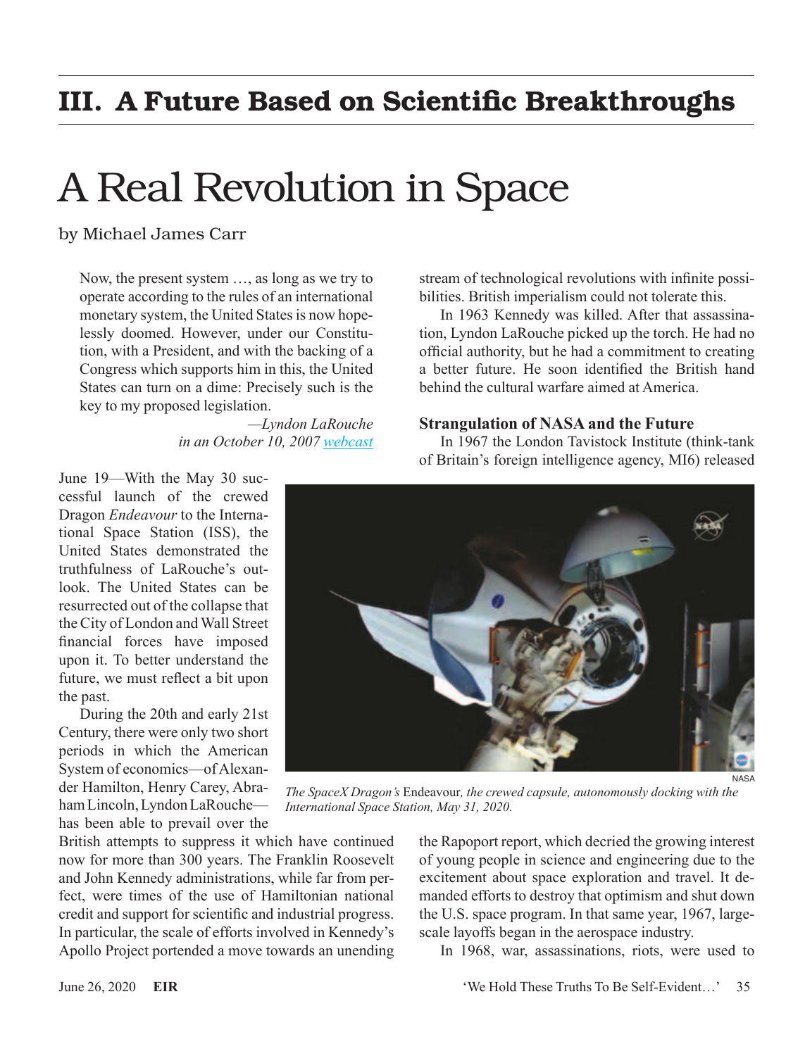## III. A Future Based on Scientific Breakthroughs

# A Real Revolution in Space

by Michael James Carr

> Now, the present system …, as long as we try to operate according to the rules of an international monetary system, the United States is now hopelessly doomed. However, under our Constitution, with a President, and with the backing of a Congress which supports him in this, the United States can turn on a dime: Precisely such is the key to my proposed legislation.
>
> —*Lyndon LaRouche in an October 10, 2007 webcast*

June 19—With the May 30 successful launch of the crewed Dragon *Endeavour* to the International Space Station (ISS), the United States demonstrated the truthfulness of LaRouche's outlook. The United States can be resurrected out of the collapse that the City of London and Wall Street financial forces have imposed upon it. To better understand the future, we must reflect a bit upon the past.

During the 20th and early 21st Century, there were only two short periods in which the American System of economics—of Alexander Hamilton, Henry Carey, Abraham Lincoln, Lyndon LaRouche—has been able to prevail over the British attempts to suppress it which have continued now for more than 300 years. The Franklin Roosevelt and John Kennedy administrations, while far from perfect, were times of the use of Hamiltonian national credit and support for scientific and industrial progress. In particular, the scale of efforts involved in Kennedy's Apollo Project portended a move towards an unending stream of technological revolutions with infinite possibilities. British imperialism could not tolerate this.

In 1963 Kennedy was killed. After that assassination, Lyndon LaRouche picked up the torch. He had no official authority, but he had a commitment to creating a better future. He soon identified the British hand behind the cultural warfare aimed at America.

NASA

*The SpaceX Dragon's* Endeavour*, the crewed capsule, autonomously docking with the International Space Station, May 31, 2020.*

### Strangulation of NASA and the Future

In 1967 the London Tavistock Institute (think-tank of Britain's foreign intelligence agency, MI6) released the Rapoport report, which decried the growing interest of young people in science and engineering due to the excitement about space exploration and travel. It demanded efforts to destroy that optimism and shut down the U.S. space program. In that same year, 1967, large-scale layoffs began in the aerospace industry.

In 1968, war, assassinations, riots, were used to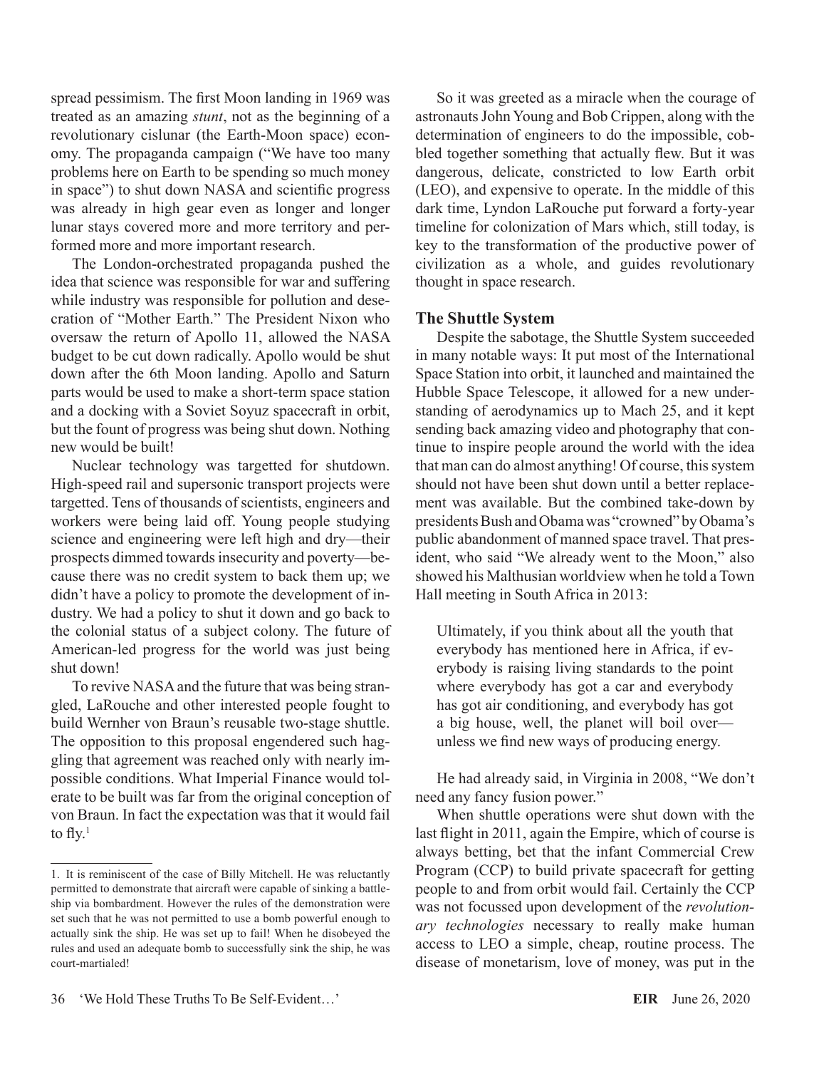spread pessimism. The first Moon landing in 1969 was treated as an amazing *stunt*, not as the beginning of a revolutionary cislunar (the Earth-Moon space) economy. The propaganda campaign ("We have too many problems here on Earth to be spending so much money in space") to shut down NASA and scientific progress was already in high gear even as longer and longer lunar stays covered more and more territory and performed more and more important research.

The London-orchestrated propaganda pushed the idea that science was responsible for war and suffering while industry was responsible for pollution and desecration of "Mother Earth." The President Nixon who oversaw the return of Apollo 11, allowed the NASA budget to be cut down radically. Apollo would be shut down after the 6th Moon landing. Apollo and Saturn parts would be used to make a short-term space station and a docking with a Soviet Soyuz spacecraft in orbit, but the fount of progress was being shut down. Nothing new would be built!

Nuclear technology was targetted for shutdown. High-speed rail and supersonic transport projects were targetted. Tens of thousands of scientists, engineers and workers were being laid off. Young people studying science and engineering were left high and dry—their prospects dimmed towards insecurity and poverty—because there was no credit system to back them up; we didn't have a policy to promote the development of industry. We had a policy to shut it down and go back to the colonial status of a subject colony. The future of American-led progress for the world was just being shut down!

To revive NASA and the future that was being strangled, LaRouche and other interested people fought to build Wernher von Braun's reusable two-stage shuttle. The opposition to this proposal engendered such haggling that agreement was reached only with nearly impossible conditions. What Imperial Finance would tolerate to be built was far from the original conception of von Braun. In fact the expectation was that it would fail to fly.[1]

So it was greeted as a miracle when the courage of astronauts John Young and Bob Crippen, along with the determination of engineers to do the impossible, cobbled together something that actually flew. But it was dangerous, delicate, constricted to low Earth orbit (LEO), and expensive to operate. In the middle of this dark time, Lyndon LaRouche put forward a forty-year timeline for colonization of Mars which, still today, is key to the transformation of the productive power of civilization as a whole, and guides revolutionary thought in space research.

### The Shuttle System

Despite the sabotage, the Shuttle System succeeded in many notable ways: It put most of the International Space Station into orbit, it launched and maintained the Hubble Space Telescope, it allowed for a new understanding of aerodynamics up to Mach 25, and it kept sending back amazing video and photography that continue to inspire people around the world with the idea that man can do almost anything! Of course, this system should not have been shut down until a better replacement was available. But the combined take-down by presidents Bush and Obama was "crowned" by Obama's public abandonment of manned space travel. That president, who said "We already went to the Moon," also showed his Malthusian worldview when he told a Town Hall meeting in South Africa in 2013:

> Ultimately, if you think about all the youth that everybody has mentioned here in Africa, if everybody is raising living standards to the point where everybody has got a car and everybody has got air conditioning, and everybody has got a big house, well, the planet will boil over—unless we find new ways of producing energy.

He had already said, in Virginia in 2008, "We don't need any fancy fusion power."

When shuttle operations were shut down with the last flight in 2011, again the Empire, which of course is always betting, bet that the infant Commercial Crew Program (CCP) to build private spacecraft for getting people to and from orbit would fail. Certainly the CCP was not focussed upon development of the *revolutionary technologies* necessary to really make human access to LEO a simple, cheap, routine process. The disease of monetarism, love of money, was put in the

---

1. It is reminiscent of the case of Billy Mitchell. He was reluctantly permitted to demonstrate that aircraft were capable of sinking a battleship via bombardment. However the rules of the demonstration were set such that he was not permitted to use a bomb powerful enough to actually sink the ship. He was set up to fail! When he disobeyed the rules and used an adequate bomb to successfully sink the ship, he was court-martialed!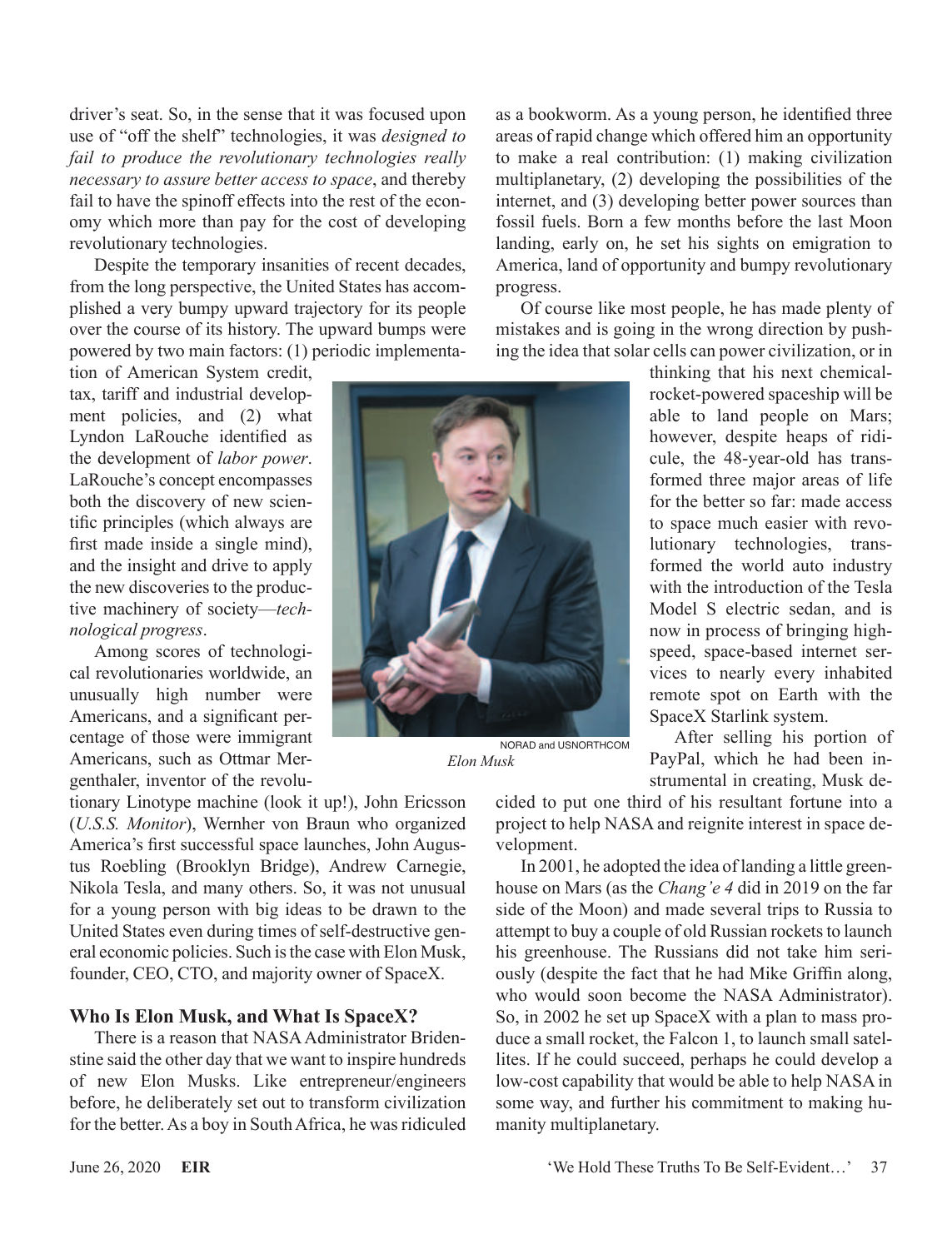driver's seat. So, in the sense that it was focused upon use of "off the shelf" technologies, it was *designed to fail to produce the revolutionary technologies really necessary to assure better access to space*, and thereby fail to have the spinoff effects into the rest of the economy which more than pay for the cost of developing revolutionary technologies.

Despite the temporary insanities of recent decades, from the long perspective, the United States has accomplished a very bumpy upward trajectory for its people over the course of its history. The upward bumps were powered by two main factors: (1) periodic implementation of American System credit, tax, tariff and industrial development policies, and (2) what Lyndon LaRouche identified as the development of *labor power*. LaRouche's concept encompasses both the discovery of new scientific principles (which always are first made inside a single mind), and the insight and drive to apply the new discoveries to the productive machinery of society—*technological progress*.

Among scores of technological revolutionaries worldwide, an unusually high number were Americans, and a significant percentage of those were immigrant Americans, such as Ottmar Mergenthaler, inventor of the revolutionary Linotype machine (look it up!), John Ericsson (*U.S.S. Monitor*), Wernher von Braun who organized America's first successful space launches, John Augustus Roebling (Brooklyn Bridge), Andrew Carnegie, Nikola Tesla, and many others. So, it was not unusual for a young person with big ideas to be drawn to the United States even during times of self-destructive general economic policies. Such is the case with Elon Musk, founder, CEO, CTO, and majority owner of SpaceX.

NORAD and USNORTHCOM

*Elon Musk*

## Who Is Elon Musk, and What Is SpaceX?

There is a reason that NASA Administrator Bridenstine said the other day that we want to inspire hundreds of new Elon Musks. Like entrepreneur/engineers before, he deliberately set out to transform civilization for the better. As a boy in South Africa, he was ridiculed as a bookworm. As a young person, he identified three areas of rapid change which offered him an opportunity to make a real contribution: (1) making civilization multiplanetary, (2) developing the possibilities of the internet, and (3) developing better power sources than fossil fuels. Born a few months before the last Moon landing, early on, he set his sights on emigration to America, land of opportunity and bumpy revolutionary progress.

Of course like most people, he has made plenty of mistakes and is going in the wrong direction by pushing the idea that solar cells can power civilization, or in thinking that his next chemical-rocket-powered spaceship will be able to land people on Mars; however, despite heaps of ridicule, the 48-year-old has transformed three major areas of life for the better so far: made access to space much easier with revolutionary technologies, transformed the world auto industry with the introduction of the Tesla Model S electric sedan, and is now in process of bringing high-speed, space-based internet services to nearly every inhabited remote spot on Earth with the SpaceX Starlink system.

After selling his portion of PayPal, which he had been instrumental in creating, Musk decided to put one third of his resultant fortune into a project to help NASA and reignite interest in space development.

In 2001, he adopted the idea of landing a little greenhouse on Mars (as the *Chang'e 4* did in 2019 on the far side of the Moon) and made several trips to Russia to attempt to buy a couple of old Russian rockets to launch his greenhouse. The Russians did not take him seriously (despite the fact that he had Mike Griffin along, who would soon become the NASA Administrator). So, in 2002 he set up SpaceX with a plan to mass produce a small rocket, the Falcon 1, to launch small satellites. If he could succeed, perhaps he could develop a low-cost capability that would be able to help NASA in some way, and further his commitment to making humanity multiplanetary.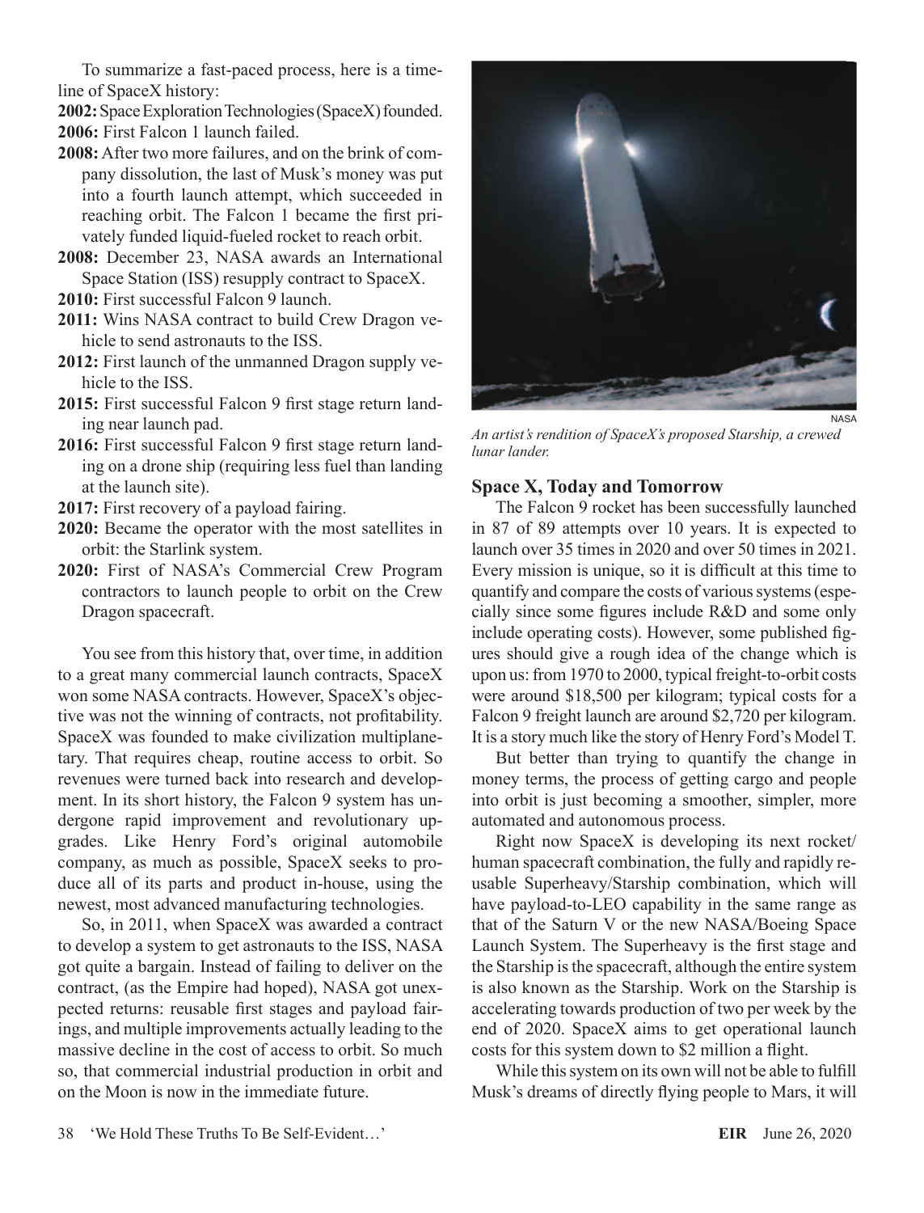To summarize a fast-paced process, here is a timeline of SpaceX history:

**2002:** Space Exploration Technologies (SpaceX) founded.

**2006:** First Falcon 1 launch failed.

**2008:** After two more failures, and on the brink of company dissolution, the last of Musk's money was put into a fourth launch attempt, which succeeded in reaching orbit. The Falcon 1 became the first privately funded liquid-fueled rocket to reach orbit.

**2008:** December 23, NASA awards an International Space Station (ISS) resupply contract to SpaceX.

**2010:** First successful Falcon 9 launch.

**2011:** Wins NASA contract to build Crew Dragon vehicle to send astronauts to the ISS.

**2012:** First launch of the unmanned Dragon supply vehicle to the ISS.

**2015:** First successful Falcon 9 first stage return landing near launch pad.

**2016:** First successful Falcon 9 first stage return landing on a drone ship (requiring less fuel than landing at the launch site).

**2017:** First recovery of a payload fairing.

**2020:** Became the operator with the most satellites in orbit: the Starlink system.

**2020:** First of NASA's Commercial Crew Program contractors to launch people to orbit on the Crew Dragon spacecraft.

You see from this history that, over time, in addition to a great many commercial launch contracts, SpaceX won some NASA contracts. However, SpaceX's objective was not the winning of contracts, not profitability. SpaceX was founded to make civilization multiplanetary. That requires cheap, routine access to orbit. So revenues were turned back into research and development. In its short history, the Falcon 9 system has undergone rapid improvement and revolutionary upgrades. Like Henry Ford's original automobile company, as much as possible, SpaceX seeks to produce all of its parts and product in-house, using the newest, most advanced manufacturing technologies.

So, in 2011, when SpaceX was awarded a contract to develop a system to get astronauts to the ISS, NASA got quite a bargain. Instead of failing to deliver on the contract, (as the Empire had hoped), NASA got unexpected returns: reusable first stages and payload fairings, and multiple improvements actually leading to the massive decline in the cost of access to orbit. So much so, that commercial industrial production in orbit and on the Moon is now in the immediate future.

NASA

*An artist's rendition of SpaceX's proposed Starship, a crewed lunar lander.*

### Space X, Today and Tomorrow

The Falcon 9 rocket has been successfully launched in 87 of 89 attempts over 10 years. It is expected to launch over 35 times in 2020 and over 50 times in 2021. Every mission is unique, so it is difficult at this time to quantify and compare the costs of various systems (especially since some figures include R&D and some only include operating costs). However, some published figures should give a rough idea of the change which is upon us: from 1970 to 2000, typical freight-to-orbit costs were around $18,500 per kilogram; typical costs for a Falcon 9 freight launch are around $2,720 per kilogram. It is a story much like the story of Henry Ford's Model T.

But better than trying to quantify the change in money terms, the process of getting cargo and people into orbit is just becoming a smoother, simpler, more automated and autonomous process.

Right now SpaceX is developing its next rocket/human spacecraft combination, the fully and rapidly reusable Superheavy/Starship combination, which will have payload-to-LEO capability in the same range as that of the Saturn V or the new NASA/Boeing Space Launch System. The Superheavy is the first stage and the Starship is the spacecraft, although the entire system is also known as the Starship. Work on the Starship is accelerating towards production of two per week by the end of 2020. SpaceX aims to get operational launch costs for this system down to $2 million a flight.

While this system on its own will not be able to fulfill Musk's dreams of directly flying people to Mars, it will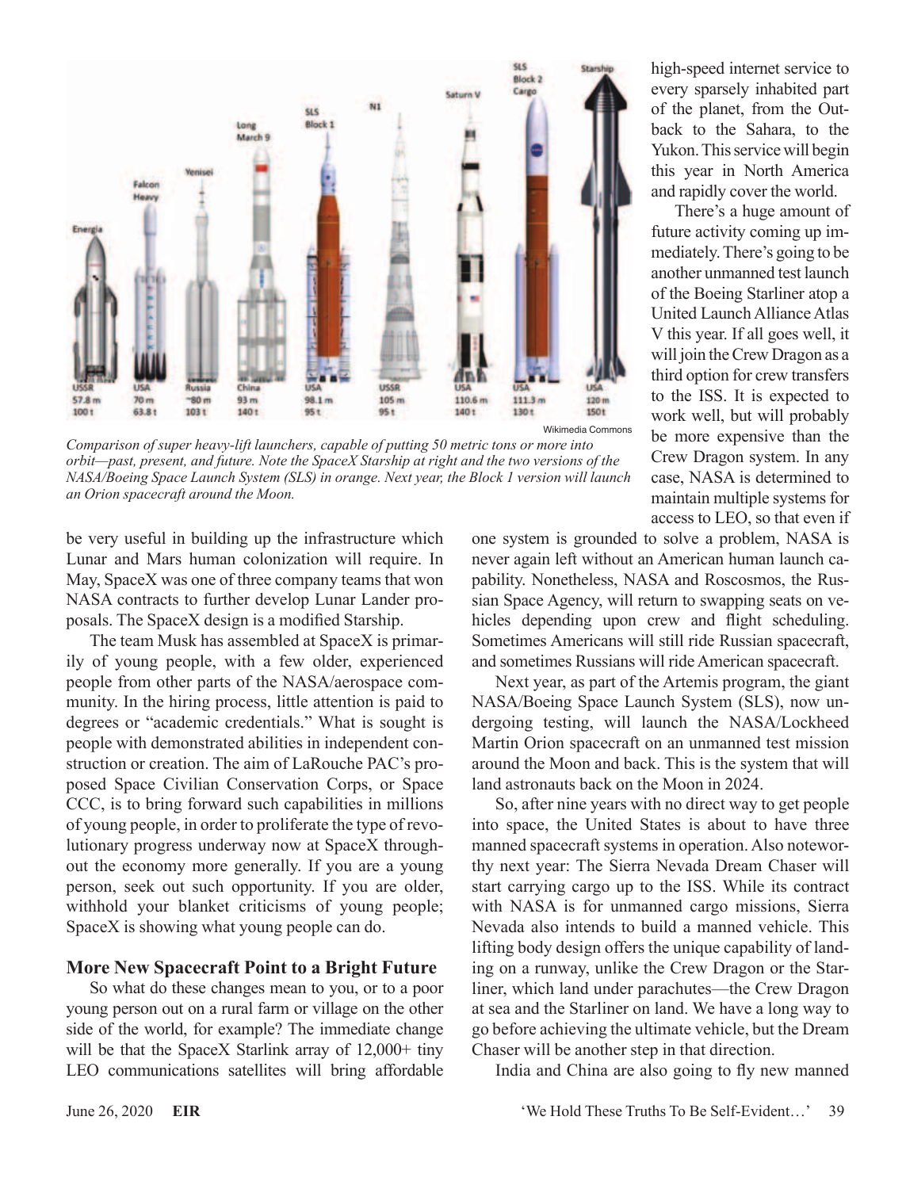Wikimedia Commons

*Comparison of super heavy-lift launchers, capable of putting 50 metric tons or more into orbit—past, present, and future. Note the SpaceX Starship at right and the two versions of the NASA/Boeing Space Launch System (SLS) in orange. Next year, the Block 1 version will launch an Orion spacecraft around the Moon.*

be very useful in building up the infrastructure which Lunar and Mars human colonization will require. In May, SpaceX was one of three company teams that won NASA contracts to further develop Lunar Lander proposals. The SpaceX design is a modified Starship.

The team Musk has assembled at SpaceX is primarily of young people, with a few older, experienced people from other parts of the NASA/aerospace community. In the hiring process, little attention is paid to degrees or "academic credentials." What is sought is people with demonstrated abilities in independent construction or creation. The aim of LaRouche PAC's proposed Space Civilian Conservation Corps, or Space CCC, is to bring forward such capabilities in millions of young people, in order to proliferate the type of revolutionary progress underway now at SpaceX throughout the economy more generally. If you are a young person, seek out such opportunity. If you are older, withhold your blanket criticisms of young people; SpaceX is showing what young people can do.

## More New Spacecraft Point to a Bright Future

So what do these changes mean to you, or to a poor young person out on a rural farm or village on the other side of the world, for example? The immediate change will be that the SpaceX Starlink array of 12,000+ tiny LEO communications satellites will bring affordable high-speed internet service to every sparsely inhabited part of the planet, from the Outback to the Sahara, to the Yukon. This service will begin this year in North America and rapidly cover the world.

There's a huge amount of future activity coming up immediately. There's going to be another unmanned test launch of the Boeing Starliner atop a United Launch Alliance Atlas V this year. If all goes well, it will join the Crew Dragon as a third option for crew transfers to the ISS. It is expected to work well, but will probably be more expensive than the Crew Dragon system. In any case, NASA is determined to maintain multiple systems for access to LEO, so that even if one system is grounded to solve a problem, NASA is never again left without an American human launch capability. Nonetheless, NASA and Roscosmos, the Russian Space Agency, will return to swapping seats on vehicles depending upon crew and flight scheduling. Sometimes Americans will still ride Russian spacecraft, and sometimes Russians will ride American spacecraft.

Next year, as part of the Artemis program, the giant NASA/Boeing Space Launch System (SLS), now undergoing testing, will launch the NASA/Lockheed Martin Orion spacecraft on an unmanned test mission around the Moon and back. This is the system that will land astronauts back on the Moon in 2024.

So, after nine years with no direct way to get people into space, the United States is about to have three manned spacecraft systems in operation. Also noteworthy next year: The Sierra Nevada Dream Chaser will start carrying cargo up to the ISS. While its contract with NASA is for unmanned cargo missions, Sierra Nevada also intends to build a manned vehicle. This lifting body design offers the unique capability of landing on a runway, unlike the Crew Dragon or the Starliner, which land under parachutes—the Crew Dragon at sea and the Starliner on land. We have a long way to go before achieving the ultimate vehicle, but the Dream Chaser will be another step in that direction.

India and China are also going to fly new manned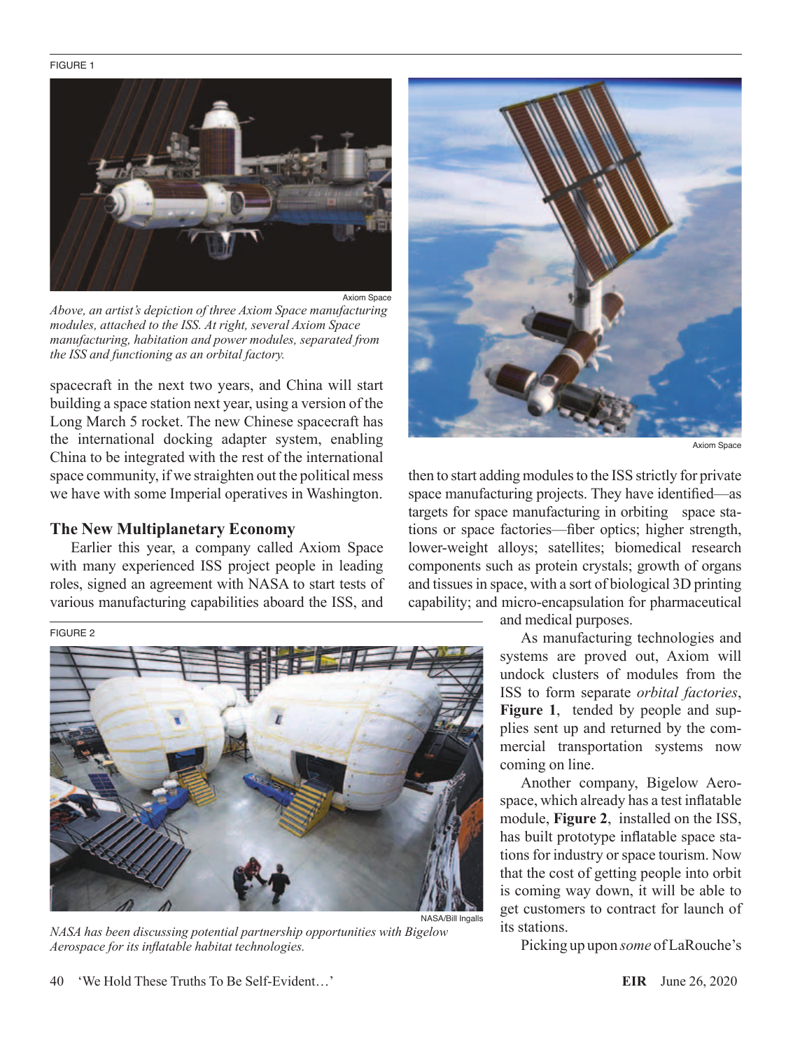FIGURE 1

Axiom Space

*Above, an artist's depiction of three Axiom Space manufacturing modules, attached to the ISS. At right, several Axiom Space manufacturing, habitation and power modules, separated from the ISS and functioning as an orbital factory.*

Axiom Space

spacecraft in the next two years, and China will start building a space station next year, using a version of the Long March 5 rocket. The new Chinese spacecraft has the international docking adapter system, enabling China to be integrated with the rest of the international space community, if we straighten out the political mess we have with some Imperial operatives in Washington.

## The New Multiplanetary Economy

Earlier this year, a company called Axiom Space with many experienced ISS project people in leading roles, signed an agreement with NASA to start tests of various manufacturing capabilities aboard the ISS, and then to start adding modules to the ISS strictly for private space manufacturing projects. They have identified—as targets for space manufacturing in orbiting space stations or space factories—fiber optics; higher strength, lower-weight alloys; satellites; biomedical research components such as protein crystals; growth of organs and tissues in space, with a sort of biological 3D printing capability; and micro-encapsulation for pharmaceutical and medical purposes.

As manufacturing technologies and systems are proved out, Axiom will undock clusters of modules from the ISS to form separate *orbital factories*, **Figure 1**, tended by people and supplies sent up and returned by the commercial transportation systems now coming on line.

Another company, Bigelow Aerospace, which already has a test inflatable module, **Figure 2**, installed on the ISS, has built prototype inflatable space stations for industry or space tourism. Now that the cost of getting people into orbit is coming way down, it will be able to get customers to contract for launch of its stations.

Picking up upon *some* of LaRouche's

FIGURE 2

NASA/Bill Ingalls

*NASA has been discussing potential partnership opportunities with Bigelow Aerospace for its inflatable habitat technologies.*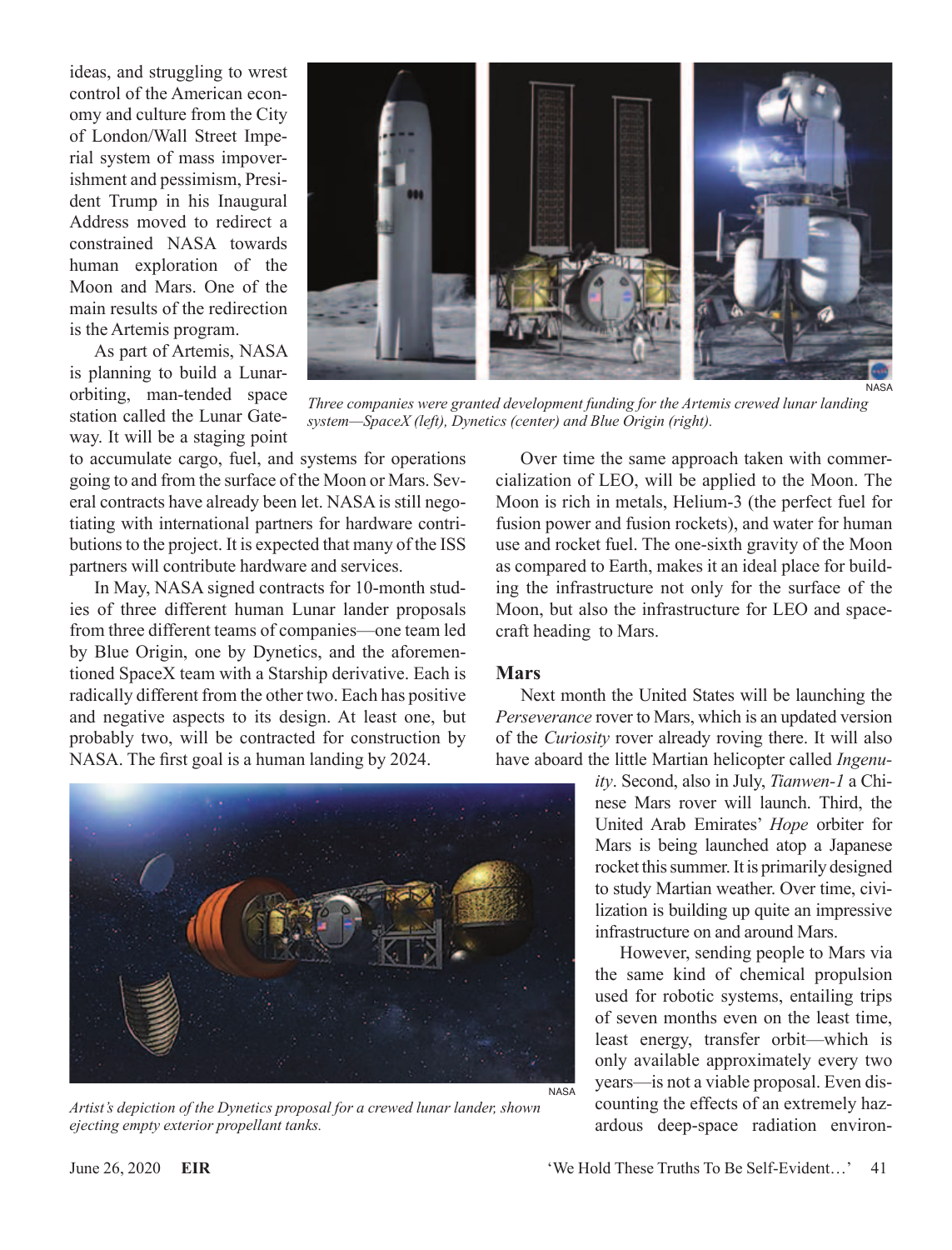ideas, and struggling to wrest control of the American economy and culture from the City of London/Wall Street Imperial system of mass impoverishment and pessimism, President Trump in his Inaugural Address moved to redirect a constrained NASA towards human exploration of the Moon and Mars. One of the main results of the redirection is the Artemis program.

As part of Artemis, NASA is planning to build a Lunar-orbiting, man-tended space station called the Lunar Gateway. It will be a staging point to accumulate cargo, fuel, and systems for operations going to and from the surface of the Moon or Mars. Several contracts have already been let. NASA is still negotiating with international partners for hardware contributions to the project. It is expected that many of the ISS partners will contribute hardware and services.

*Three companies were granted development funding for the Artemis crewed lunar landing system—SpaceX (left), Dynetics (center) and Blue Origin (right).*

In May, NASA signed contracts for 10-month studies of three different human Lunar lander proposals from three different teams of companies—one team led by Blue Origin, one by Dynetics, and the aforementioned SpaceX team with a Starship derivative. Each is radically different from the other two. Each has positive and negative aspects to its design. At least one, but probably two, will be contracted for construction by NASA. The first goal is a human landing by 2024.

*Artist's depiction of the Dynetics proposal for a crewed lunar lander, shown ejecting empty exterior propellant tanks.*

Over time the same approach taken with commercialization of LEO, will be applied to the Moon. The Moon is rich in metals, Helium-3 (the perfect fuel for fusion power and fusion rockets), and water for human use and rocket fuel. The one-sixth gravity of the Moon as compared to Earth, makes it an ideal place for building the infrastructure not only for the surface of the Moon, but also the infrastructure for LEO and spacecraft heading to Mars.

## Mars

Next month the United States will be launching the *Perseverance* rover to Mars, which is an updated version of the *Curiosity* rover already roving there. It will also have aboard the little Martian helicopter called *Ingenuity*. Second, also in July, *Tianwen-1* a Chinese Mars rover will launch. Third, the United Arab Emirates' *Hope* orbiter for Mars is being launched atop a Japanese rocket this summer. It is primarily designed to study Martian weather. Over time, civilization is building up quite an impressive infrastructure on and around Mars.

However, sending people to Mars via the same kind of chemical propulsion used for robotic systems, entailing trips of seven months even on the least time, least energy, transfer orbit—which is only available approximately every two years—is not a viable proposal. Even discounting the effects of an extremely hazardous deep-space radiation environ-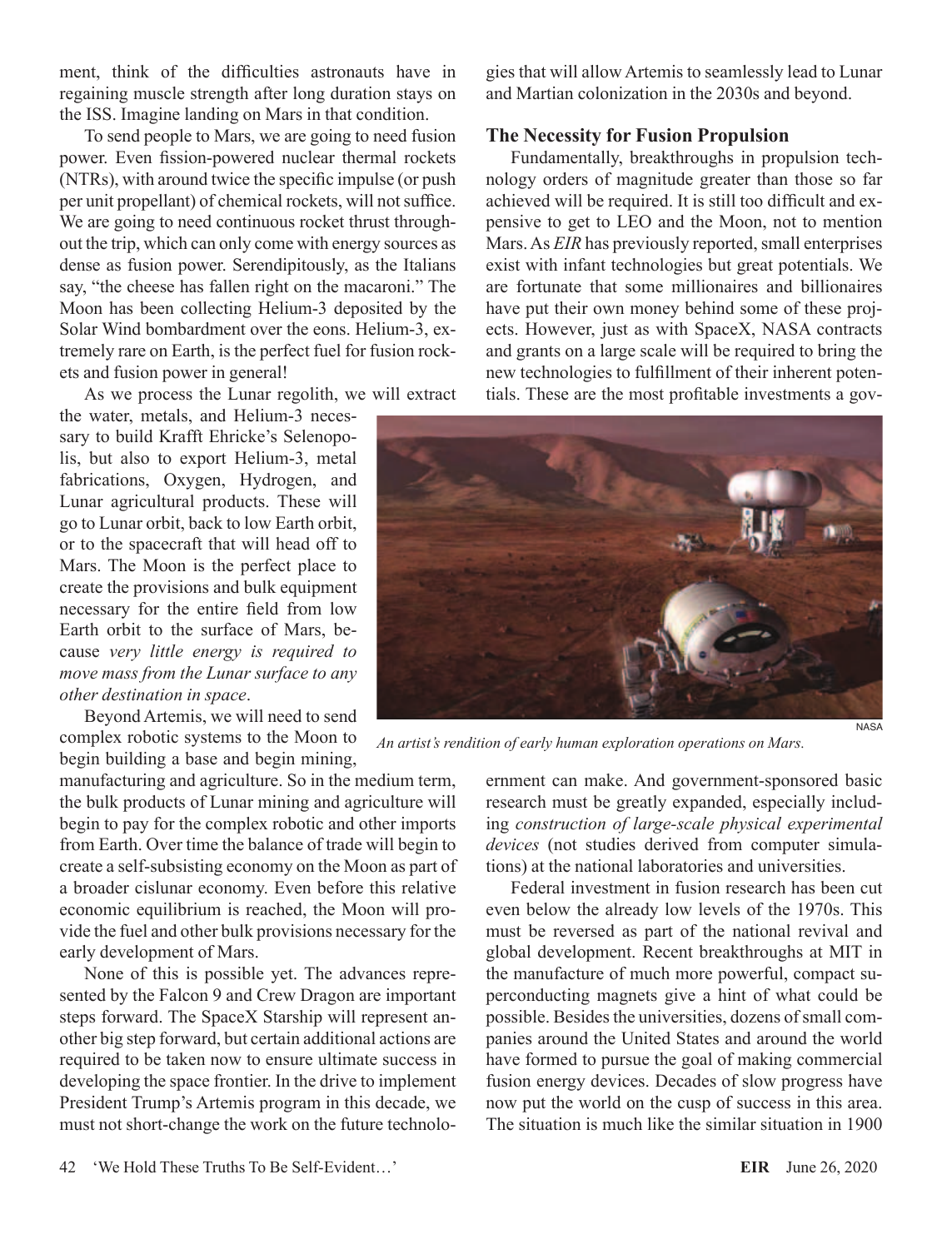ment, think of the difficulties astronauts have in regaining muscle strength after long duration stays on the ISS. Imagine landing on Mars in that condition.

To send people to Mars, we are going to need fusion power. Even fission-powered nuclear thermal rockets (NTRs), with around twice the specific impulse (or push per unit propellant) of chemical rockets, will not suffice. We are going to need continuous rocket thrust throughout the trip, which can only come with energy sources as dense as fusion power. Serendipitously, as the Italians say, "the cheese has fallen right on the macaroni." The Moon has been collecting Helium-3 deposited by the Solar Wind bombardment over the eons. Helium-3, extremely rare on Earth, is the perfect fuel for fusion rockets and fusion power in general!

As we process the Lunar regolith, we will extract the water, metals, and Helium-3 necessary to build Krafft Ehricke's Selenopolis, but also to export Helium-3, metal fabrications, Oxygen, Hydrogen, and Lunar agricultural products. These will go to Lunar orbit, back to low Earth orbit, or to the spacecraft that will head off to Mars. The Moon is the perfect place to create the provisions and bulk equipment necessary for the entire field from low Earth orbit to the surface of Mars, because *very little energy is required to move mass from the Lunar surface to any other destination in space*.

Beyond Artemis, we will need to send complex robotic systems to the Moon to begin building a base and begin mining, manufacturing and agriculture. So in the medium term, the bulk products of Lunar mining and agriculture will begin to pay for the complex robotic and other imports from Earth. Over time the balance of trade will begin to create a self-subsisting economy on the Moon as part of a broader cislunar economy. Even before this relative economic equilibrium is reached, the Moon will provide the fuel and other bulk provisions necessary for the early development of Mars.

None of this is possible yet. The advances represented by the Falcon 9 and Crew Dragon are important steps forward. The SpaceX Starship will represent another big step forward, but certain additional actions are required to be taken now to ensure ultimate success in developing the space frontier. In the drive to implement President Trump's Artemis program in this decade, we must not short-change the work on the future technologies that will allow Artemis to seamlessly lead to Lunar and Martian colonization in the 2030s and beyond.

### The Necessity for Fusion Propulsion

Fundamentally, breakthroughs in propulsion technology orders of magnitude greater than those so far achieved will be required. It is still too difficult and expensive to get to LEO and the Moon, not to mention Mars. As *EIR* has previously reported, small enterprises exist with infant technologies but great potentials. We are fortunate that some millionaires and billionaires have put their own money behind some of these projects. However, just as with SpaceX, NASA contracts and grants on a large scale will be required to bring the new technologies to fulfillment of their inherent potentials. These are the most profitable investments a government can make. And government-sponsored basic research must be greatly expanded, especially including *construction of large-scale physical experimental devices* (not studies derived from computer simulations) at the national laboratories and universities.

NASA

*An artist's rendition of early human exploration operations on Mars.*

Federal investment in fusion research has been cut even below the already low levels of the 1970s. This must be reversed as part of the national revival and global development. Recent breakthroughs at MIT in the manufacture of much more powerful, compact superconducting magnets give a hint of what could be possible. Besides the universities, dozens of small companies around the United States and around the world have formed to pursue the goal of making commercial fusion energy devices. Decades of slow progress have now put the world on the cusp of success in this area. The situation is much like the similar situation in 1900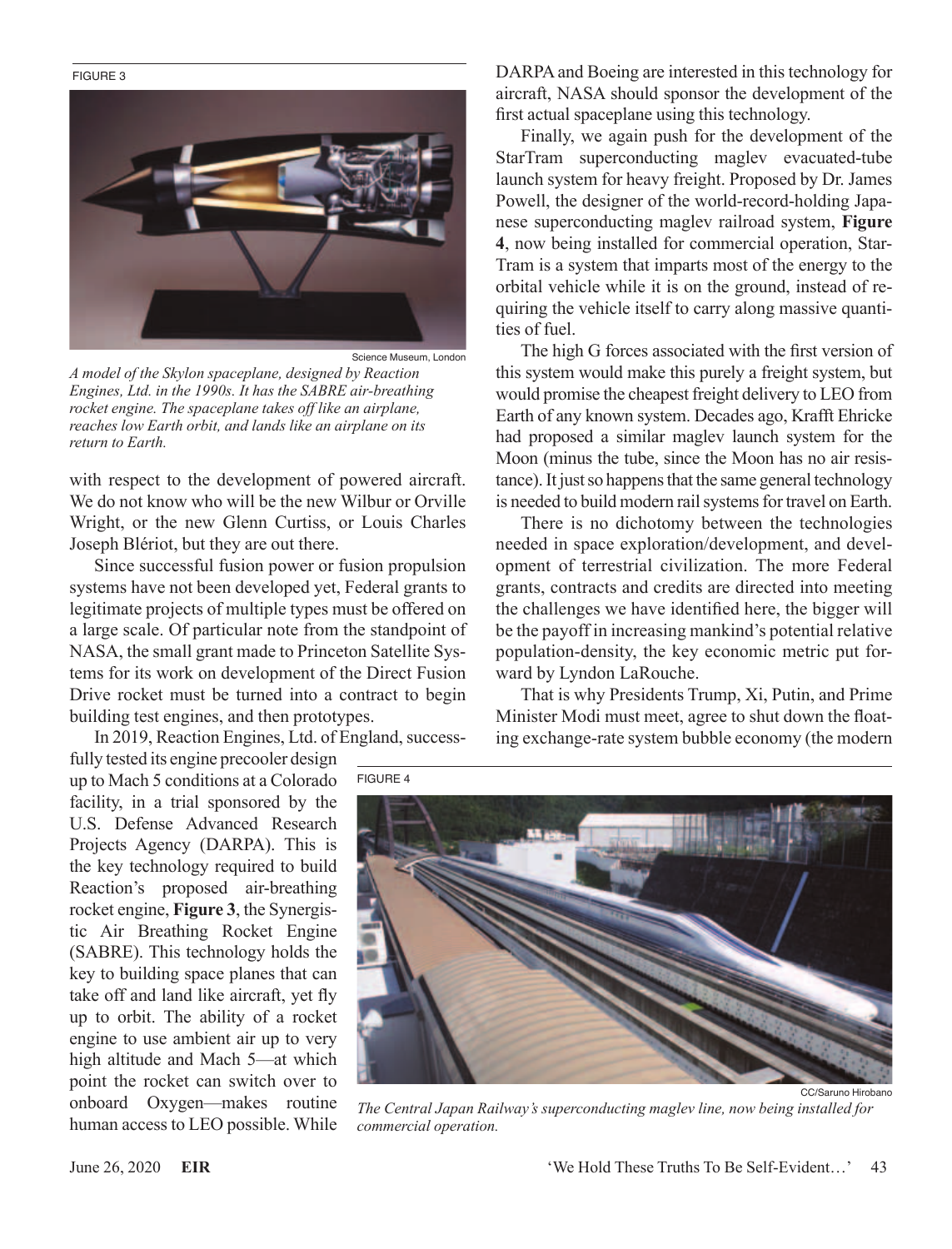FIGURE 3

Science Museum, London

*A model of the Skylon spaceplane, designed by Reaction Engines, Ltd. in the 1990s. It has the SABRE air-breathing rocket engine. The spaceplane takes off like an airplane, reaches low Earth orbit, and lands like an airplane on its return to Earth.*

with respect to the development of powered aircraft. We do not know who will be the new Wilbur or Orville Wright, or the new Glenn Curtiss, or Louis Charles Joseph Blériot, but they are out there.

Since successful fusion power or fusion propulsion systems have not been developed yet, Federal grants to legitimate projects of multiple types must be offered on a large scale. Of particular note from the standpoint of NASA, the small grant made to Princeton Satellite Systems for its work on development of the Direct Fusion Drive rocket must be turned into a contract to begin building test engines, and then prototypes.

In 2019, Reaction Engines, Ltd. of England, successfully tested its engine precooler design up to Mach 5 conditions at a Colorado facility, in a trial sponsored by the U.S. Defense Advanced Research Projects Agency (DARPA). This is the key technology required to build Reaction's proposed air-breathing rocket engine, **Figure 3**, the Synergistic Air Breathing Rocket Engine (SABRE). This technology holds the key to building space planes that can take off and land like aircraft, yet fly up to orbit. The ability of a rocket engine to use ambient air up to very high altitude and Mach 5—at which point the rocket can switch over to onboard Oxygen—makes routine human access to LEO possible. While DARPA and Boeing are interested in this technology for aircraft, NASA should sponsor the development of the first actual spaceplane using this technology.

Finally, we again push for the development of the StarTram superconducting maglev evacuated-tube launch system for heavy freight. Proposed by Dr. James Powell, the designer of the world-record-holding Japanese superconducting maglev railroad system, **Figure 4**, now being installed for commercial operation, StarTram is a system that imparts most of the energy to the orbital vehicle while it is on the ground, instead of requiring the vehicle itself to carry along massive quantities of fuel.

The high G forces associated with the first version of this system would make this purely a freight system, but would promise the cheapest freight delivery to LEO from Earth of any known system. Decades ago, Krafft Ehricke had proposed a similar maglev launch system for the Moon (minus the tube, since the Moon has no air resistance). It just so happens that the same general technology is needed to build modern rail systems for travel on Earth.

There is no dichotomy between the technologies needed in space exploration/development, and development of terrestrial civilization. The more Federal grants, contracts and credits are directed into meeting the challenges we have identified here, the bigger will be the payoff in increasing mankind's potential relative population-density, the key economic metric put forward by Lyndon LaRouche.

That is why Presidents Trump, Xi, Putin, and Prime Minister Modi must meet, agree to shut down the floating exchange-rate system bubble economy (the modern

FIGURE 4

CC/Saruno Hirobano

*The Central Japan Railway's superconducting maglev line, now being installed for commercial operation.*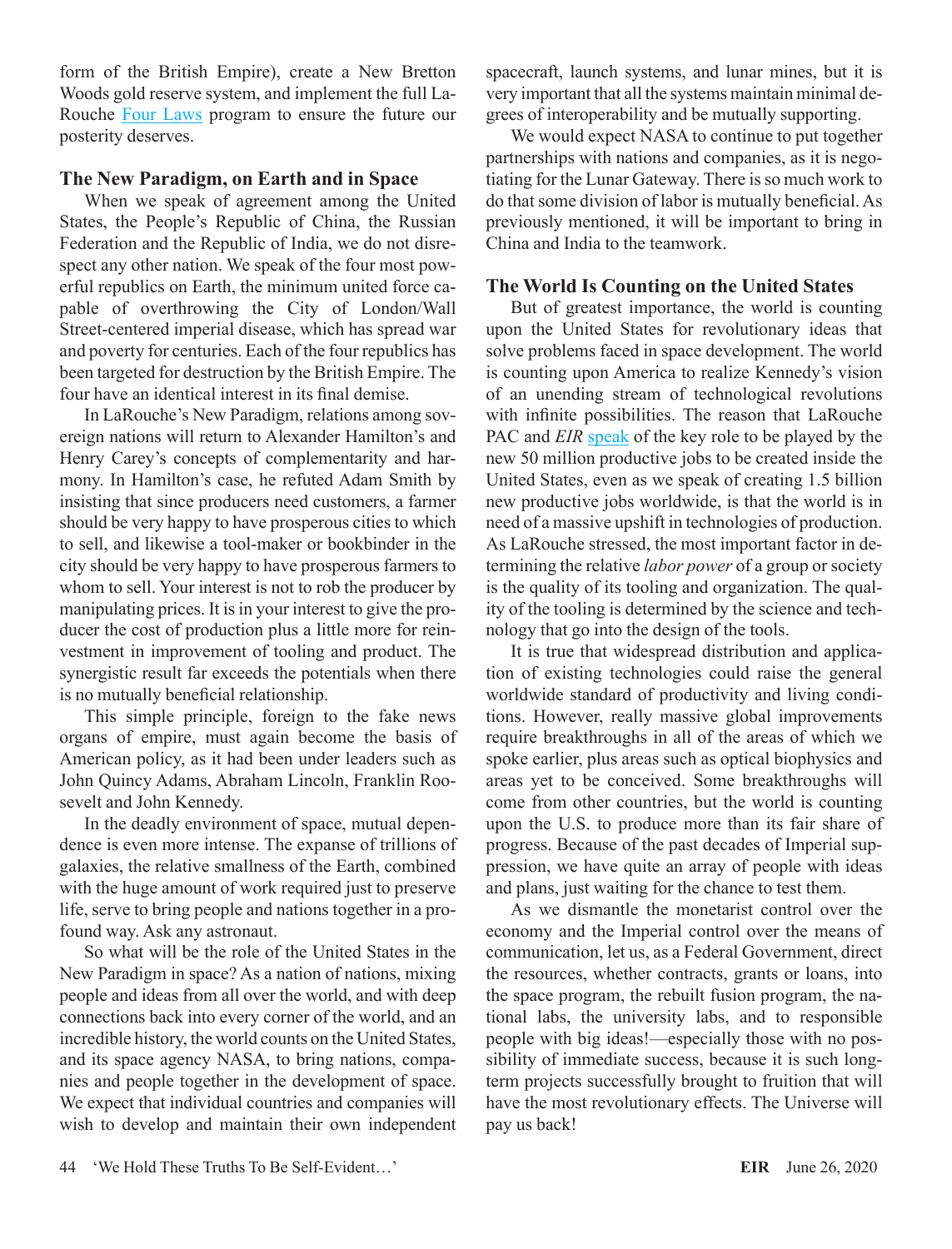form of the British Empire), create a New Bretton Woods gold reserve system, and implement the full LaRouche Four Laws program to ensure the future our posterity deserves.

## The New Paradigm, on Earth and in Space

When we speak of agreement among the United States, the People's Republic of China, the Russian Federation and the Republic of India, we do not disrespect any other nation. We speak of the four most powerful republics on Earth, the minimum united force capable of overthrowing the City of London/Wall Street-centered imperial disease, which has spread war and poverty for centuries. Each of the four republics has been targeted for destruction by the British Empire. The four have an identical interest in its final demise.

In LaRouche's New Paradigm, relations among sovereign nations will return to Alexander Hamilton's and Henry Carey's concepts of complementarity and harmony. In Hamilton's case, he refuted Adam Smith by insisting that since producers need customers, a farmer should be very happy to have prosperous cities to which to sell, and likewise a tool-maker or bookbinder in the city should be very happy to have prosperous farmers to whom to sell. Your interest is not to rob the producer by manipulating prices. It is in your interest to give the producer the cost of production plus a little more for reinvestment in improvement of tooling and product. The synergistic result far exceeds the potentials when there is no mutually beneficial relationship.

This simple principle, foreign to the fake news organs of empire, must again become the basis of American policy, as it had been under leaders such as John Quincy Adams, Abraham Lincoln, Franklin Roosevelt and John Kennedy.

In the deadly environment of space, mutual dependence is even more intense. The expanse of trillions of galaxies, the relative smallness of the Earth, combined with the huge amount of work required just to preserve life, serve to bring people and nations together in a profound way. Ask any astronaut.

So what will be the role of the United States in the New Paradigm in space? As a nation of nations, mixing people and ideas from all over the world, and with deep connections back into every corner of the world, and an incredible history, the world counts on the United States, and its space agency NASA, to bring nations, companies and people together in the development of space. We expect that individual countries and companies will wish to develop and maintain their own independent spacecraft, launch systems, and lunar mines, but it is very important that all the systems maintain minimal degrees of interoperability and be mutually supporting.

We would expect NASA to continue to put together partnerships with nations and companies, as it is negotiating for the Lunar Gateway. There is so much work to do that some division of labor is mutually beneficial. As previously mentioned, it will be important to bring in China and India to the teamwork.

## The World Is Counting on the United States

But of greatest importance, the world is counting upon the United States for revolutionary ideas that solve problems faced in space development. The world is counting upon America to realize Kennedy's vision of an unending stream of technological revolutions with infinite possibilities. The reason that LaRouche PAC and *EIR* speak of the key role to be played by the new 50 million productive jobs to be created inside the United States, even as we speak of creating 1.5 billion new productive jobs worldwide, is that the world is in need of a massive upshift in technologies of production. As LaRouche stressed, the most important factor in determining the relative *labor power* of a group or society is the quality of its tooling and organization. The quality of the tooling is determined by the science and technology that go into the design of the tools.

It is true that widespread distribution and application of existing technologies could raise the general worldwide standard of productivity and living conditions. However, really massive global improvements require breakthroughs in all of the areas of which we spoke earlier, plus areas such as optical biophysics and areas yet to be conceived. Some breakthroughs will come from other countries, but the world is counting upon the U.S. to produce more than its fair share of progress. Because of the past decades of Imperial suppression, we have quite an array of people with ideas and plans, just waiting for the chance to test them.

As we dismantle the monetarist control over the economy and the Imperial control over the means of communication, let us, as a Federal Government, direct the resources, whether contracts, grants or loans, into the space program, the rebuilt fusion program, the national labs, the university labs, and to responsible people with big ideas!—especially those with no possibility of immediate success, because it is such long-term projects successfully brought to fruition that will have the most revolutionary effects. The Universe will pay us back!